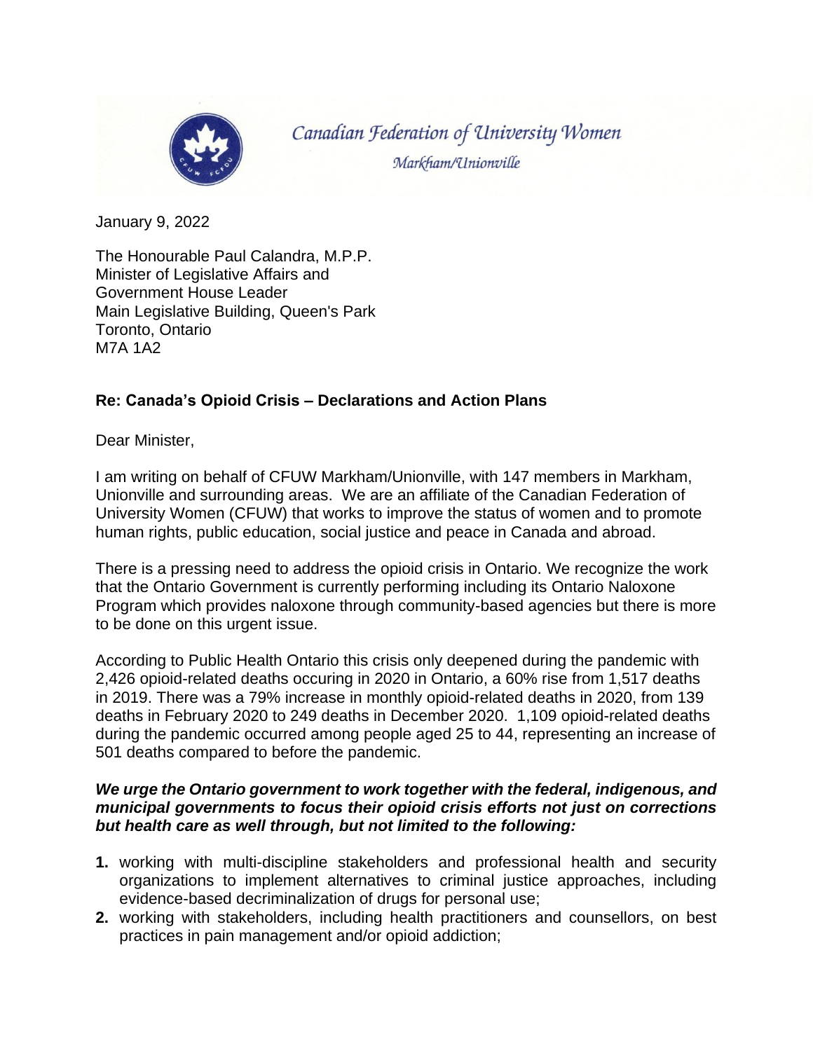Canadian Federation of University Women

Markham/Unionville

January 9, 2022

The Honourable Paul Calandra, M.P.P.
Minister of Legislative Affairs and
Government House Leader
Main Legislative Building, Queen's Park
Toronto, Ontario
M7A 1A2

**Re: Canada's Opioid Crisis – Declarations and Action Plans**

Dear Minister,

I am writing on behalf of CFUW Markham/Unionville, with 147 members in Markham, Unionville and surrounding areas. We are an affiliate of the Canadian Federation of University Women (CFUW) that works to improve the status of women and to promote human rights, public education, social justice and peace in Canada and abroad.

There is a pressing need to address the opioid crisis in Ontario. We recognize the work that the Ontario Government is currently performing including its Ontario Naloxone Program which provides naloxone through community-based agencies but there is more to be done on this urgent issue.

According to Public Health Ontario this crisis only deepened during the pandemic with 2,426 opioid-related deaths occuring in 2020 in Ontario, a 60% rise from 1,517 deaths in 2019. There was a 79% increase in monthly opioid-related deaths in 2020, from 139 deaths in February 2020 to 249 deaths in December 2020. 1,109 opioid-related deaths during the pandemic occurred among people aged 25 to 44, representing an increase of 501 deaths compared to before the pandemic.

***We urge the Ontario government to work together with the federal, indigenous, and municipal governments to focus their opioid crisis efforts not just on corrections but health care as well through, but not limited to the following:***

1. working with multi-discipline stakeholders and professional health and security organizations to implement alternatives to criminal justice approaches, including evidence-based decriminalization of drugs for personal use;
2. working with stakeholders, including health practitioners and counsellors, on best practices in pain management and/or opioid addiction;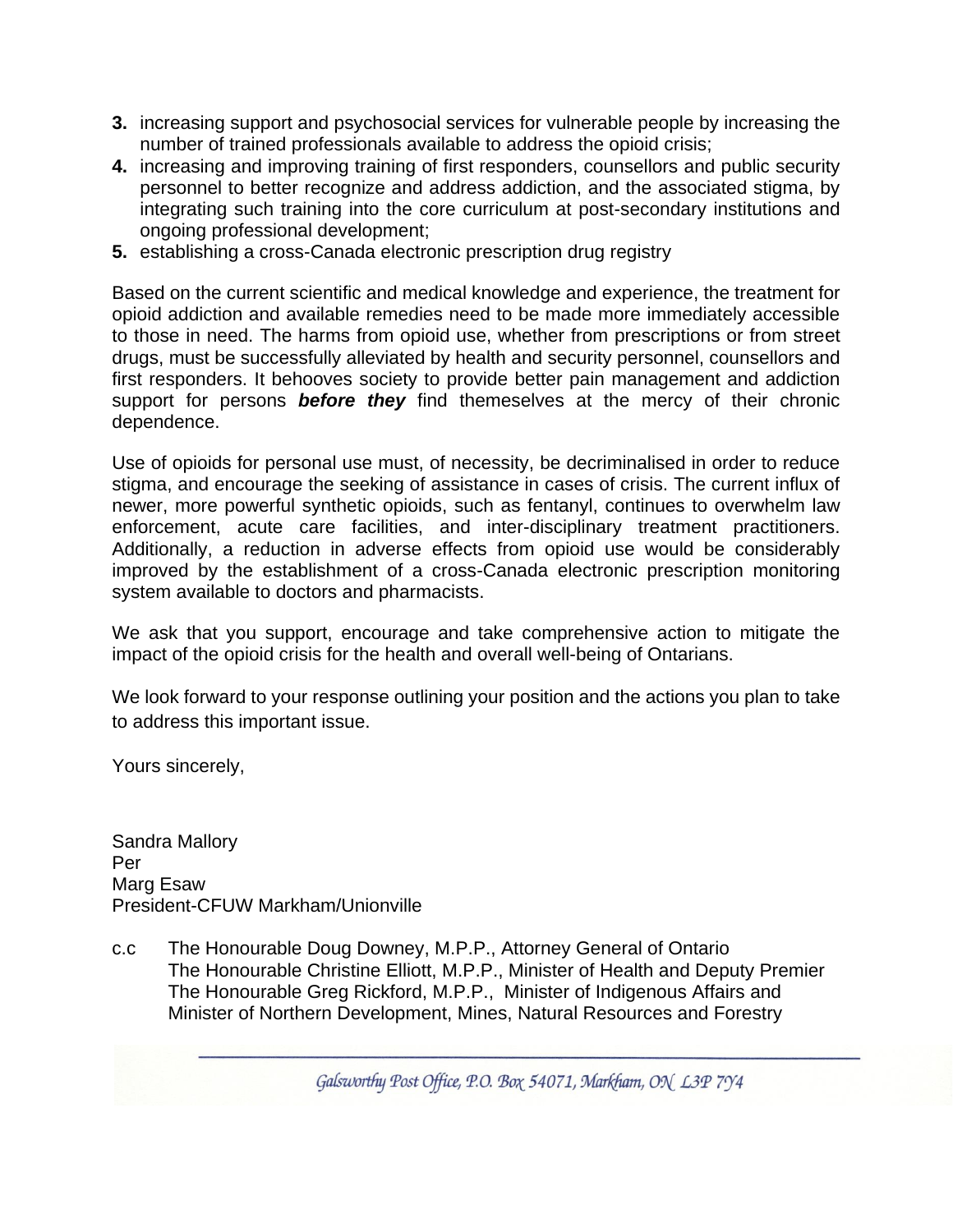3. increasing support and psychosocial services for vulnerable people by increasing the number of trained professionals available to address the opioid crisis;
4. increasing and improving training of first responders, counsellors and public security personnel to better recognize and address addiction, and the associated stigma, by integrating such training into the core curriculum at post-secondary institutions and ongoing professional development;
5. establishing a cross-Canada electronic prescription drug registry

Based on the current scientific and medical knowledge and experience, the treatment for opioid addiction and available remedies need to be made more immediately accessible to those in need. The harms from opioid use, whether from prescriptions or from street drugs, must be successfully alleviated by health and security personnel, counsellors and first responders. It behooves society to provide better pain management and addiction support for persons ***before they*** find themeselves at the mercy of their chronic dependence.

Use of opioids for personal use must, of necessity, be decriminalised in order to reduce stigma, and encourage the seeking of assistance in cases of crisis. The current influx of newer, more powerful synthetic opioids, such as fentanyl, continues to overwhelm law enforcement, acute care facilities, and inter-disciplinary treatment practitioners. Additionally, a reduction in adverse effects from opioid use would be considerably improved by the establishment of a cross-Canada electronic prescription monitoring system available to doctors and pharmacists.

We ask that you support, encourage and take comprehensive action to mitigate the impact of the opioid crisis for the health and overall well-being of Ontarians.

We look forward to your response outlining your position and the actions you plan to take to address this important issue.

Yours sincerely,

Sandra Mallory
Per
Marg Esaw
President-CFUW Markham/Unionville

c.c The Honourable Doug Downey, M.P.P., Attorney General of Ontario
The Honourable Christine Elliott, M.P.P., Minister of Health and Deputy Premier
The Honourable Greg Rickford, M.P.P., Minister of Indigenous Affairs and Minister of Northern Development, Mines, Natural Resources and Forestry

Galsworthy Post Office, P.O. Box 54071, Markham, ON L3P 7Y4